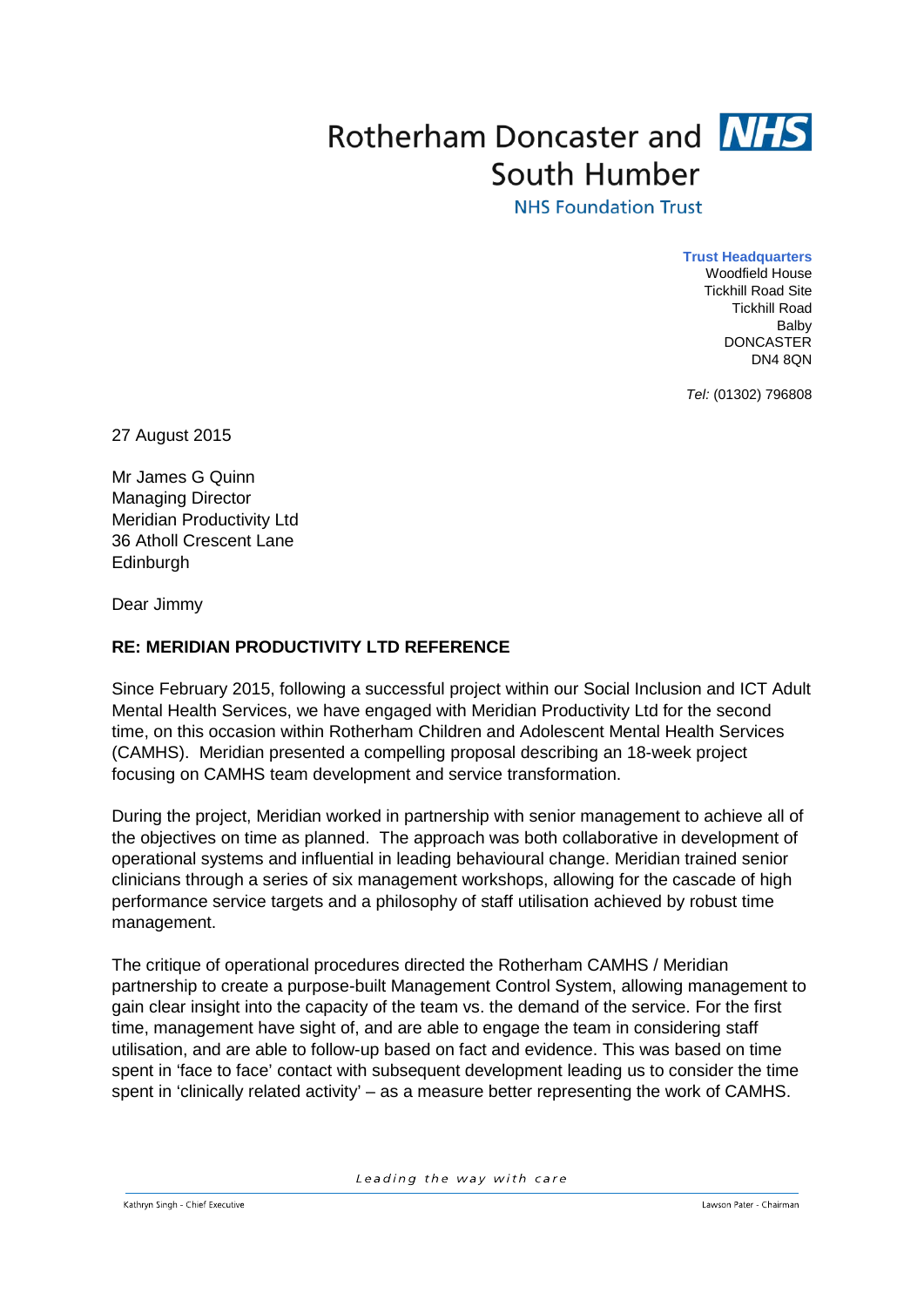Rotherham Doncaster and South Humber NHS Foundation Trust

**Trust Headquarters**
Woodfield House
Tickhill Road Site
Tickhill Road
Balby
DONCASTER
DN4 8QN

*Tel:* (01302) 796808

27 August 2015

Mr James G Quinn
Managing Director
Meridian Productivity Ltd
36 Atholl Crescent Lane
Edinburgh

Dear Jimmy

**RE: MERIDIAN PRODUCTIVITY LTD REFERENCE**

Since February 2015, following a successful project within our Social Inclusion and ICT Adult Mental Health Services, we have engaged with Meridian Productivity Ltd for the second time, on this occasion within Rotherham Children and Adolescent Mental Health Services (CAMHS). Meridian presented a compelling proposal describing an 18-week project focusing on CAMHS team development and service transformation.

During the project, Meridian worked in partnership with senior management to achieve all of the objectives on time as planned. The approach was both collaborative in development of operational systems and influential in leading behavioural change. Meridian trained senior clinicians through a series of six management workshops, allowing for the cascade of high performance service targets and a philosophy of staff utilisation achieved by robust time management.

The critique of operational procedures directed the Rotherham CAMHS / Meridian partnership to create a purpose-built Management Control System, allowing management to gain clear insight into the capacity of the team vs. the demand of the service. For the first time, management have sight of, and are able to engage the team in considering staff utilisation, and are able to follow-up based on fact and evidence. This was based on time spent in 'face to face' contact with subsequent development leading us to consider the time spent in 'clinically related activity' – as a measure better representing the work of CAMHS.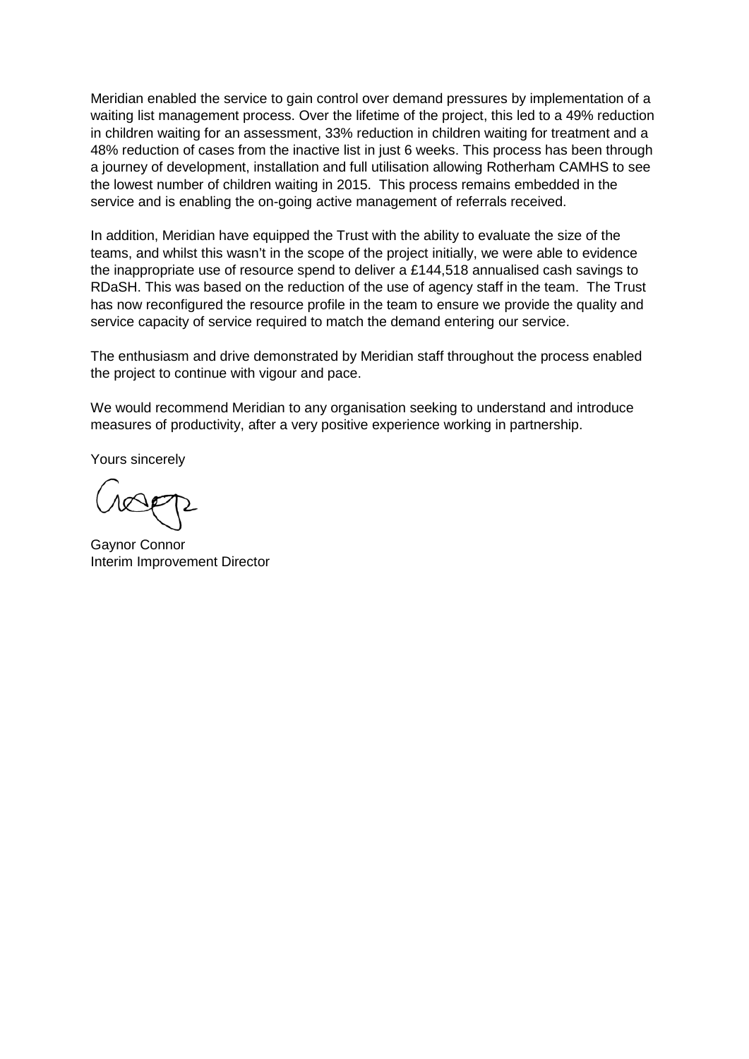Meridian enabled the service to gain control over demand pressures by implementation of a waiting list management process. Over the lifetime of the project, this led to a 49% reduction in children waiting for an assessment, 33% reduction in children waiting for treatment and a 48% reduction of cases from the inactive list in just 6 weeks. This process has been through a journey of development, installation and full utilisation allowing Rotherham CAMHS to see the lowest number of children waiting in 2015. This process remains embedded in the service and is enabling the on-going active management of referrals received.

In addition, Meridian have equipped the Trust with the ability to evaluate the size of the teams, and whilst this wasn't in the scope of the project initially, we were able to evidence the inappropriate use of resource spend to deliver a £144,518 annualised cash savings to RDaSH. This was based on the reduction of the use of agency staff in the team. The Trust has now reconfigured the resource profile in the team to ensure we provide the quality and service capacity of service required to match the demand entering our service.

The enthusiasm and drive demonstrated by Meridian staff throughout the process enabled the project to continue with vigour and pace.

We would recommend Meridian to any organisation seeking to understand and introduce measures of productivity, after a very positive experience working in partnership.

Yours sincerely

Gaynor Connor
Interim Improvement Director